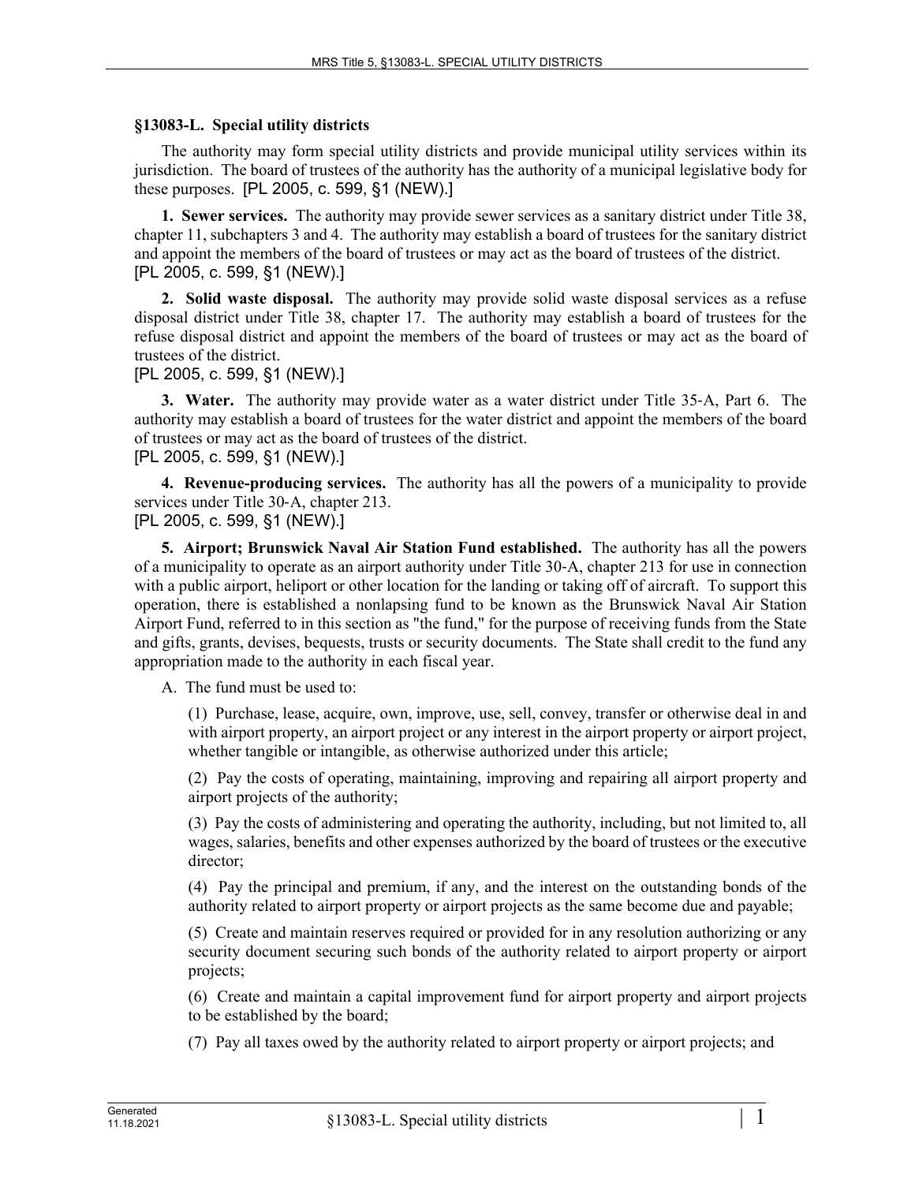### §13083-L. Special utility districts

The authority may form special utility districts and provide municipal utility services within its jurisdiction. The board of trustees of the authority has the authority of a municipal legislative body for these purposes. [PL 2005, c. 599, §1 (NEW).]

**1. Sewer services.** The authority may provide sewer services as a sanitary district under Title 38, chapter 11, subchapters 3 and 4. The authority may establish a board of trustees for the sanitary district and appoint the members of the board of trustees or may act as the board of trustees of the district.
[PL 2005, c. 599, §1 (NEW).]

**2. Solid waste disposal.** The authority may provide solid waste disposal services as a refuse disposal district under Title 38, chapter 17. The authority may establish a board of trustees for the refuse disposal district and appoint the members of the board of trustees or may act as the board of trustees of the district.
[PL 2005, c. 599, §1 (NEW).]

**3. Water.** The authority may provide water as a water district under Title 35-A, Part 6. The authority may establish a board of trustees for the water district and appoint the members of the board of trustees or may act as the board of trustees of the district.
[PL 2005, c. 599, §1 (NEW).]

**4. Revenue-producing services.** The authority has all the powers of a municipality to provide services under Title 30-A, chapter 213.
[PL 2005, c. 599, §1 (NEW).]

**5. Airport; Brunswick Naval Air Station Fund established.** The authority has all the powers of a municipality to operate as an airport authority under Title 30-A, chapter 213 for use in connection with a public airport, heliport or other location for the landing or taking off of aircraft. To support this operation, there is established a nonlapsing fund to be known as the Brunswick Naval Air Station Airport Fund, referred to in this section as "the fund," for the purpose of receiving funds from the State and gifts, grants, devises, bequests, trusts or security documents. The State shall credit to the fund any appropriation made to the authority in each fiscal year.

A. The fund must be used to:

(1) Purchase, lease, acquire, own, improve, use, sell, convey, transfer or otherwise deal in and with airport property, an airport project or any interest in the airport property or airport project, whether tangible or intangible, as otherwise authorized under this article;

(2) Pay the costs of operating, maintaining, improving and repairing all airport property and airport projects of the authority;

(3) Pay the costs of administering and operating the authority, including, but not limited to, all wages, salaries, benefits and other expenses authorized by the board of trustees or the executive director;

(4) Pay the principal and premium, if any, and the interest on the outstanding bonds of the authority related to airport property or airport projects as the same become due and payable;

(5) Create and maintain reserves required or provided for in any resolution authorizing or any security document securing such bonds of the authority related to airport property or airport projects;

(6) Create and maintain a capital improvement fund for airport property and airport projects to be established by the board;

(7) Pay all taxes owed by the authority related to airport property or airport projects; and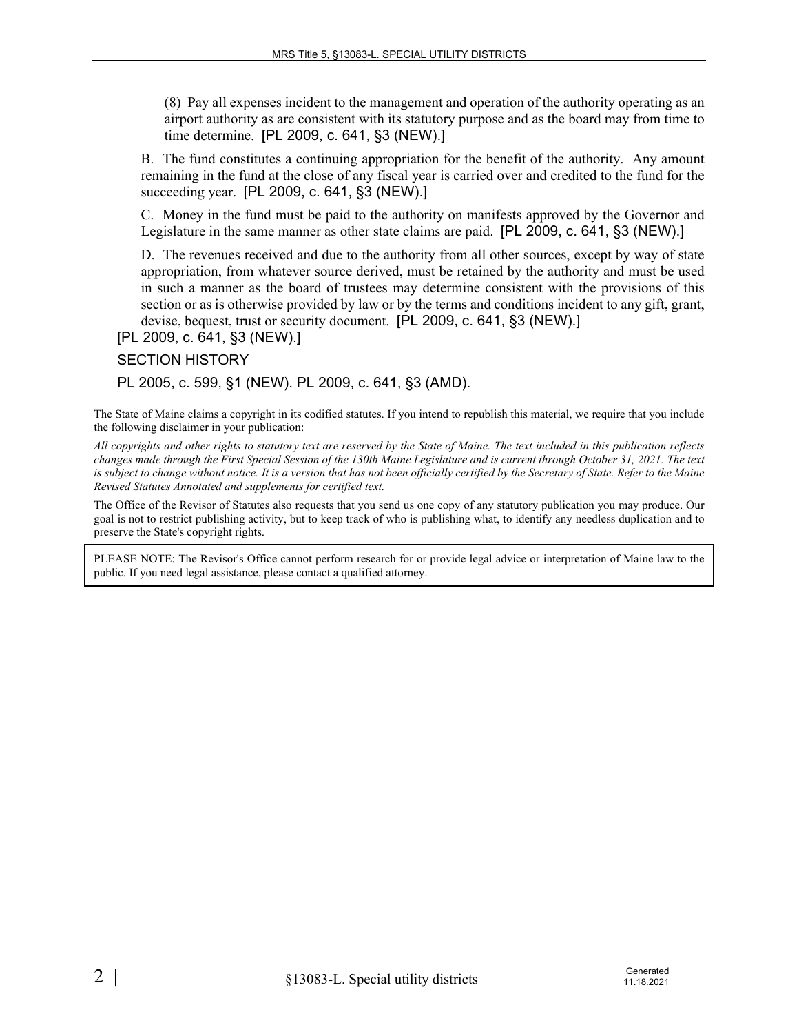(8) Pay all expenses incident to the management and operation of the authority operating as an airport authority as are consistent with its statutory purpose and as the board may from time to time determine. [PL 2009, c. 641, §3 (NEW).]

B. The fund constitutes a continuing appropriation for the benefit of the authority. Any amount remaining in the fund at the close of any fiscal year is carried over and credited to the fund for the succeeding year. [PL 2009, c. 641, §3 (NEW).]

C. Money in the fund must be paid to the authority on manifests approved by the Governor and Legislature in the same manner as other state claims are paid. [PL 2009, c. 641, §3 (NEW).]

D. The revenues received and due to the authority from all other sources, except by way of state appropriation, from whatever source derived, must be retained by the authority and must be used in such a manner as the board of trustees may determine consistent with the provisions of this section or as is otherwise provided by law or by the terms and conditions incident to any gift, grant, devise, bequest, trust or security document. [PL 2009, c. 641, §3 (NEW).]

[PL 2009, c. 641, §3 (NEW).]

SECTION HISTORY

PL 2005, c. 599, §1 (NEW). PL 2009, c. 641, §3 (AMD).

The State of Maine claims a copyright in its codified statutes. If you intend to republish this material, we require that you include the following disclaimer in your publication:

*All copyrights and other rights to statutory text are reserved by the State of Maine. The text included in this publication reflects changes made through the First Special Session of the 130th Maine Legislature and is current through October 31, 2021. The text is subject to change without notice. It is a version that has not been officially certified by the Secretary of State. Refer to the Maine Revised Statutes Annotated and supplements for certified text.*

The Office of the Revisor of Statutes also requests that you send us one copy of any statutory publication you may produce. Our goal is not to restrict publishing activity, but to keep track of who is publishing what, to identify any needless duplication and to preserve the State's copyright rights.

PLEASE NOTE: The Revisor's Office cannot perform research for or provide legal advice or interpretation of Maine law to the public. If you need legal assistance, please contact a qualified attorney.